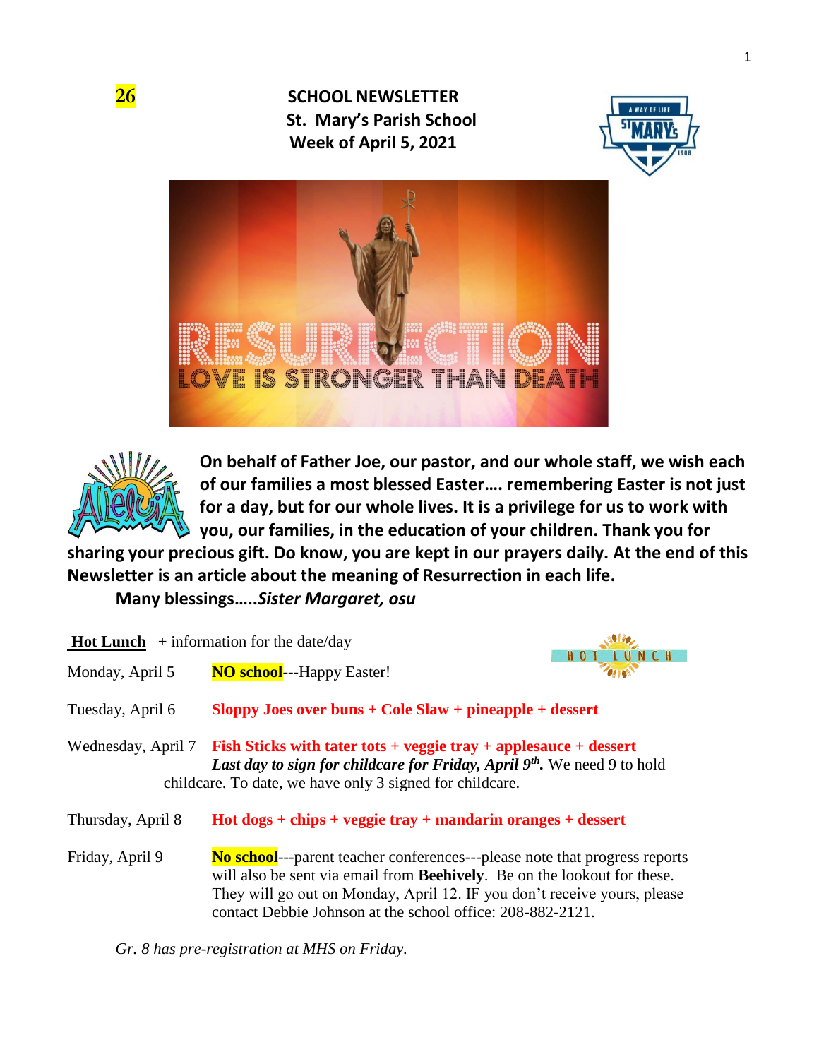26

# SCHOOL NEWSLETTER
## St. Mary's Parish School
## Week of April 5, 2021

**On behalf of Father Joe, our pastor, and our whole staff, we wish each of our families a most blessed Easter…. remembering Easter is not just for a day, but for our whole lives. It is a privilege for us to work with you, our families, in the education of your children. Thank you for sharing your precious gift. Do know, you are kept in our prayers daily. At the end of this Newsletter is an article about the meaning of Resurrection in each life.**

**Many blessings…..*Sister Margaret, osu***

**Hot Lunch** + information for the date/day

Monday, April 5 — **NO school**---Happy Easter!

Tuesday, April 6 — **Sloppy Joes over buns + Cole Slaw + pineapple + dessert**

Wednesday, April 7 — **Fish Sticks with tater tots + veggie tray + applesauce + dessert**
***Last day to sign for childcare for Friday, April 9th.*** We need 9 to hold childcare. To date, we have only 3 signed for childcare.

Thursday, April 8 — **Hot dogs + chips + veggie tray + mandarin oranges + dessert**

Friday, April 9 — **No school**---parent teacher conferences---please note that progress reports will also be sent via email from **Beehively**. Be on the lookout for these. They will go out on Monday, April 12. IF you don't receive yours, please contact Debbie Johnson at the school office: 208-882-2121.

*Gr. 8 has pre-registration at MHS on Friday.*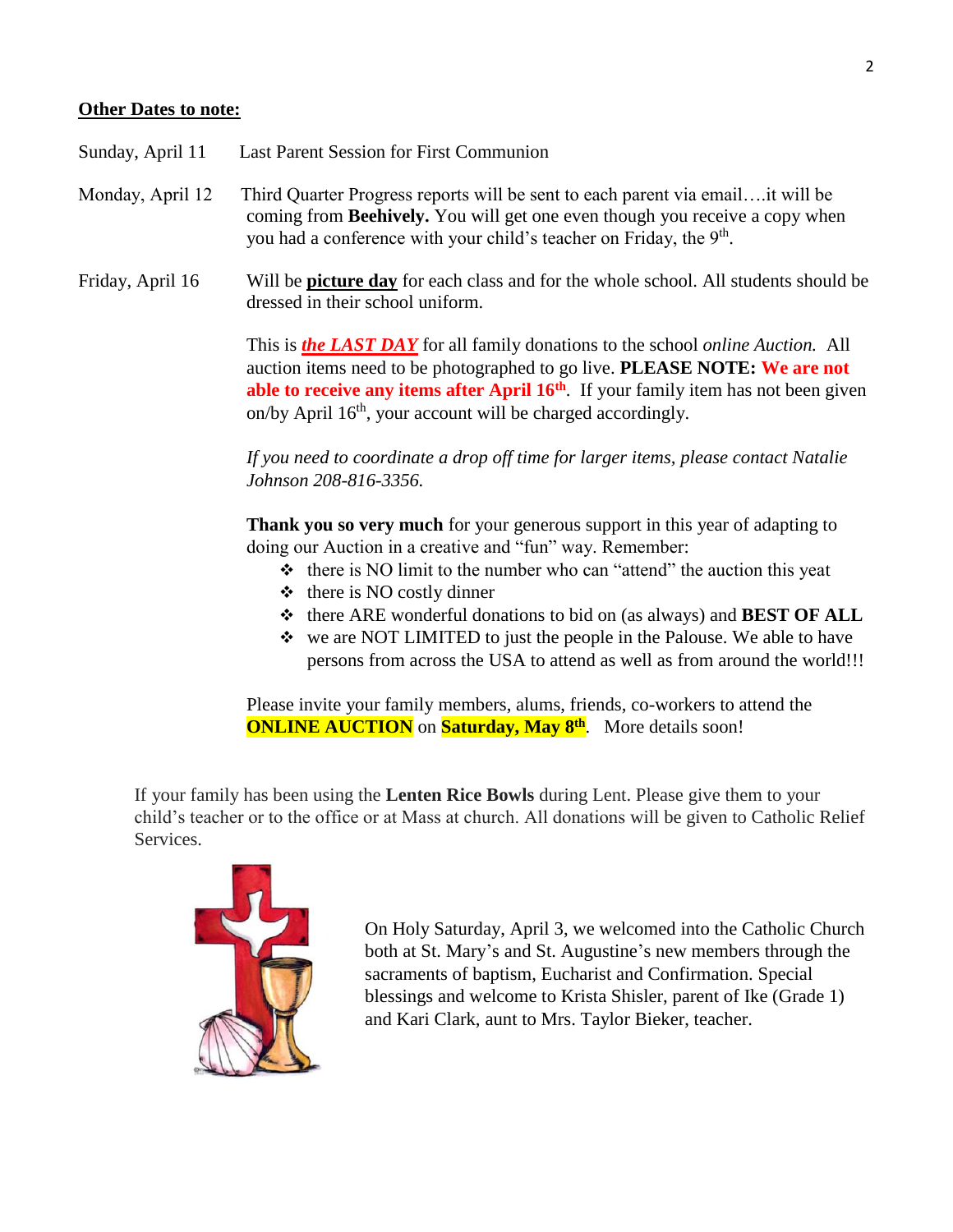**<u>Other Dates to note:</u>**

Sunday, April 11 Last Parent Session for First Communion

Monday, April 12 Third Quarter Progress reports will be sent to each parent via email….it will be coming from **Beehively.** You will get one even though you receive a copy when you had a conference with your child's teacher on Friday, the 9th.

Friday, April 16 Will be **<u>picture day</u>** for each class and for the whole school. All students should be dressed in their school uniform.

This is ***<u>the LAST DAY</u>*** for all family donations to the school *online Auction.* All auction items need to be photographed to go live. **PLEASE NOTE: We are not able to receive any items after April 16th**. If your family item has not been given on/by April 16th, your account will be charged accordingly.

*If you need to coordinate a drop off time for larger items, please contact Natalie Johnson 208-816-3356.*

**Thank you so very much** for your generous support in this year of adapting to doing our Auction in a creative and "fun" way. Remember:

- there is NO limit to the number who can "attend" the auction this yeat
- there is NO costly dinner
- there ARE wonderful donations to bid on (as always) and **BEST OF ALL**
- we are NOT LIMITED to just the people in the Palouse. We able to have persons from across the USA to attend as well as from around the world!!!

Please invite your family members, alums, friends, co-workers to attend the **ONLINE AUCTION** on **Saturday, May 8th**. More details soon!

If your family has been using the **Lenten Rice Bowls** during Lent. Please give them to your child's teacher or to the office or at Mass at church. All donations will be given to Catholic Relief Services.

On Holy Saturday, April 3, we welcomed into the Catholic Church both at St. Mary's and St. Augustine's new members through the sacraments of baptism, Eucharist and Confirmation. Special blessings and welcome to Krista Shisler, parent of Ike (Grade 1) and Kari Clark, aunt to Mrs. Taylor Bieker, teacher.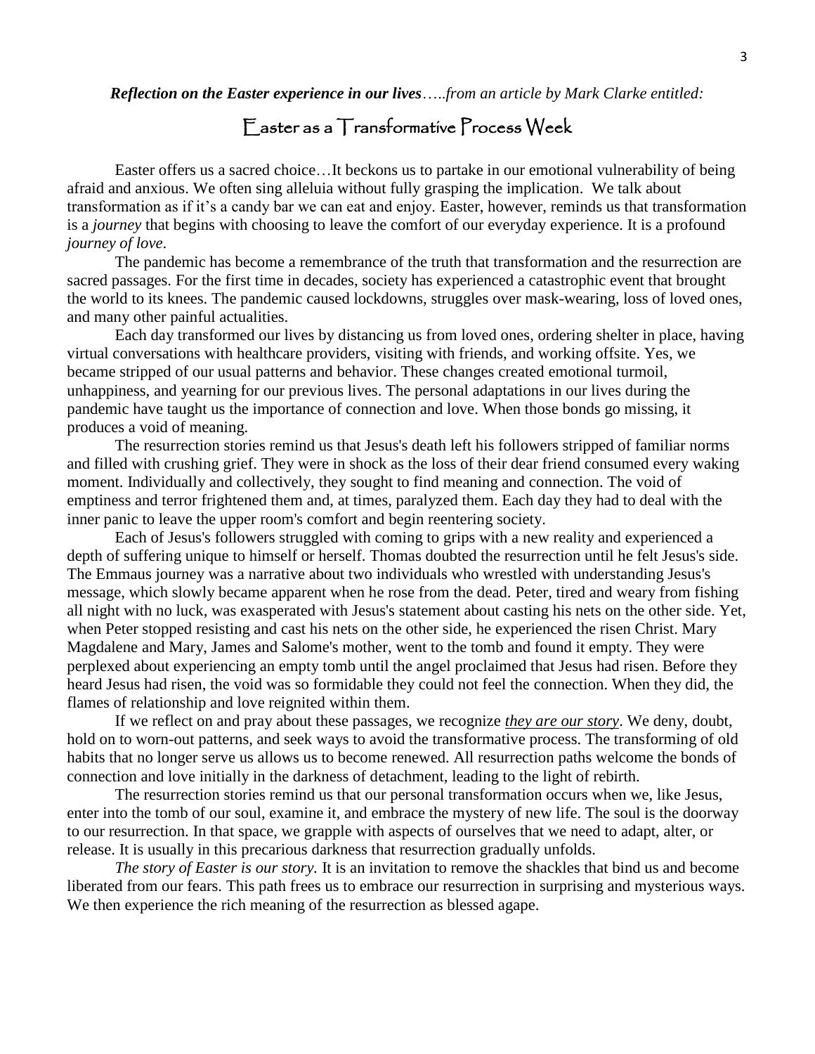***Reflection on the Easter experience in our lives****…..from an article by Mark Clarke entitled:*

## Easter as a Transformative Process Week

Easter offers us a sacred choice…It beckons us to partake in our emotional vulnerability of being afraid and anxious. We often sing alleluia without fully grasping the implication. We talk about transformation as if it's a candy bar we can eat and enjoy. Easter, however, reminds us that transformation is a *journey* that begins with choosing to leave the comfort of our everyday experience. It is a profound *journey of love*.

The pandemic has become a remembrance of the truth that transformation and the resurrection are sacred passages. For the first time in decades, society has experienced a catastrophic event that brought the world to its knees. The pandemic caused lockdowns, struggles over mask-wearing, loss of loved ones, and many other painful actualities.

Each day transformed our lives by distancing us from loved ones, ordering shelter in place, having virtual conversations with healthcare providers, visiting with friends, and working offsite. Yes, we became stripped of our usual patterns and behavior. These changes created emotional turmoil, unhappiness, and yearning for our previous lives. The personal adaptations in our lives during the pandemic have taught us the importance of connection and love. When those bonds go missing, it produces a void of meaning.

The resurrection stories remind us that Jesus's death left his followers stripped of familiar norms and filled with crushing grief. They were in shock as the loss of their dear friend consumed every waking moment. Individually and collectively, they sought to find meaning and connection. The void of emptiness and terror frightened them and, at times, paralyzed them. Each day they had to deal with the inner panic to leave the upper room's comfort and begin reentering society.

Each of Jesus's followers struggled with coming to grips with a new reality and experienced a depth of suffering unique to himself or herself. Thomas doubted the resurrection until he felt Jesus's side. The Emmaus journey was a narrative about two individuals who wrestled with understanding Jesus's message, which slowly became apparent when he rose from the dead. Peter, tired and weary from fishing all night with no luck, was exasperated with Jesus's statement about casting his nets on the other side. Yet, when Peter stopped resisting and cast his nets on the other side, he experienced the risen Christ. Mary Magdalene and Mary, James and Salome's mother, went to the tomb and found it empty. They were perplexed about experiencing an empty tomb until the angel proclaimed that Jesus had risen. Before they heard Jesus had risen, the void was so formidable they could not feel the connection. When they did, the flames of relationship and love reignited within them.

If we reflect on and pray about these passages, we recognize ***they are our story***. We deny, doubt, hold on to worn-out patterns, and seek ways to avoid the transformative process. The transforming of old habits that no longer serve us allows us to become renewed. All resurrection paths welcome the bonds of connection and love initially in the darkness of detachment, leading to the light of rebirth.

The resurrection stories remind us that our personal transformation occurs when we, like Jesus, enter into the tomb of our soul, examine it, and embrace the mystery of new life. The soul is the doorway to our resurrection. In that space, we grapple with aspects of ourselves that we need to adapt, alter, or release. It is usually in this precarious darkness that resurrection gradually unfolds.

*The story of Easter is our story.* It is an invitation to remove the shackles that bind us and become liberated from our fears. This path frees us to embrace our resurrection in surprising and mysterious ways. We then experience the rich meaning of the resurrection as blessed agape.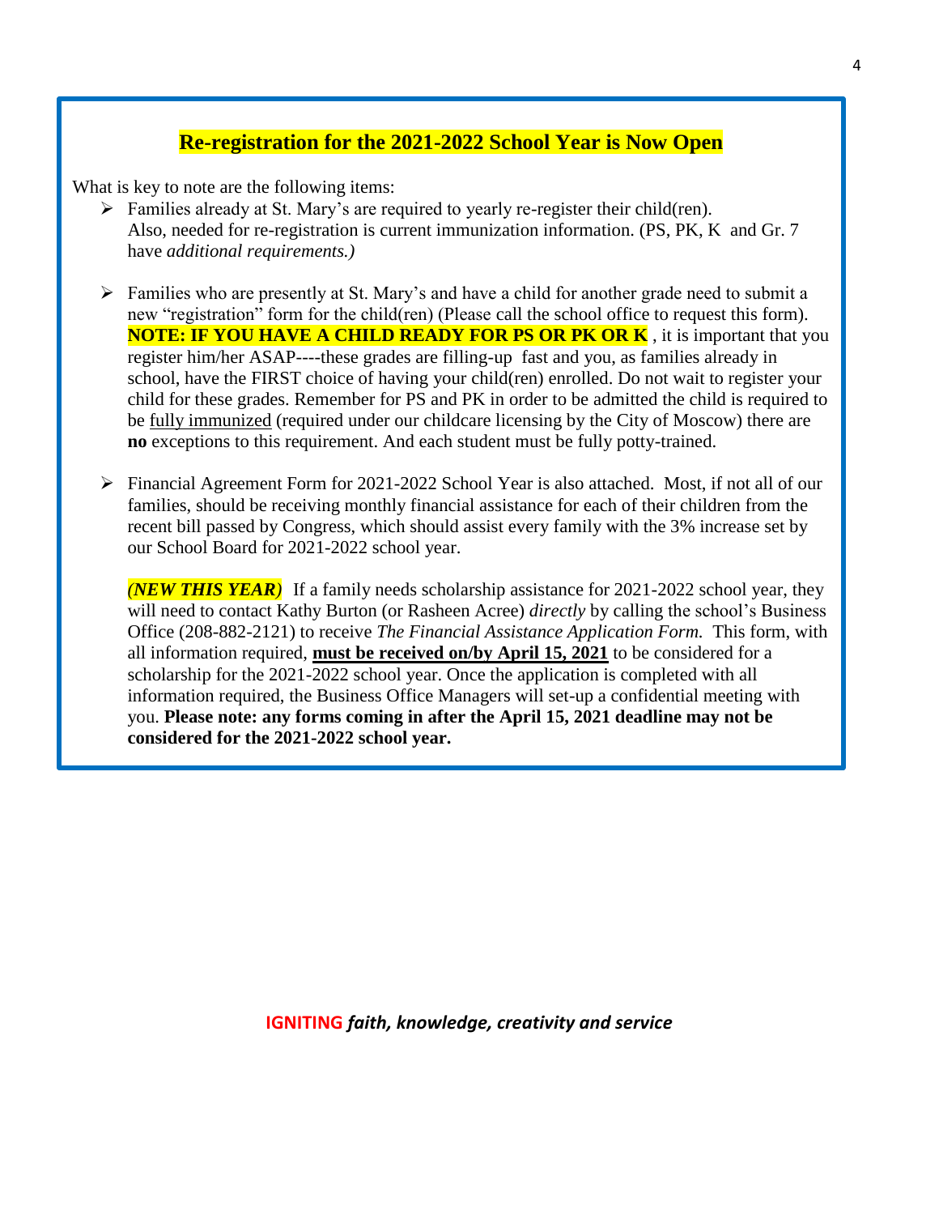## Re-registration for the 2021-2022 School Year is Now Open

What is key to note are the following items:

- Families already at St. Mary's are required to yearly re-register their child(ren). Also, needed for re-registration is current immunization information. (PS, PK, K and Gr. 7 have *additional requirements.)*

- Families who are presently at St. Mary's and have a child for another grade need to submit a new "registration" form for the child(ren) (Please call the school office to request this form). **NOTE: IF YOU HAVE A CHILD READY FOR PS OR PK OR K** , it is important that you register him/her ASAP----these grades are filling-up fast and you, as families already in school, have the FIRST choice of having your child(ren) enrolled. Do not wait to register your child for these grades. Remember for PS and PK in order to be admitted the child is required to be fully immunized (required under our childcare licensing by the City of Moscow) there are **no** exceptions to this requirement. And each student must be fully potty-trained.

- Financial Agreement Form for 2021-2022 School Year is also attached. Most, if not all of our families, should be receiving monthly financial assistance for each of their children from the recent bill passed by Congress, which should assist every family with the 3% increase set by our School Board for 2021-2022 school year.

  ***(NEW THIS YEAR)*** If a family needs scholarship assistance for 2021-2022 school year, they will need to contact Kathy Burton (or Rasheen Acree) *directly* by calling the school's Business Office (208-882-2121) to receive *The Financial Assistance Application Form.* This form, with all information required, **must be received on/by April 15, 2021** to be considered for a scholarship for the 2021-2022 school year. Once the application is completed with all information required, the Business Office Managers will set-up a confidential meeting with you. **Please note: any forms coming in after the April 15, 2021 deadline may not be considered for the 2021-2022 school year.**

**IGNITING** ***faith, knowledge, creativity and service***